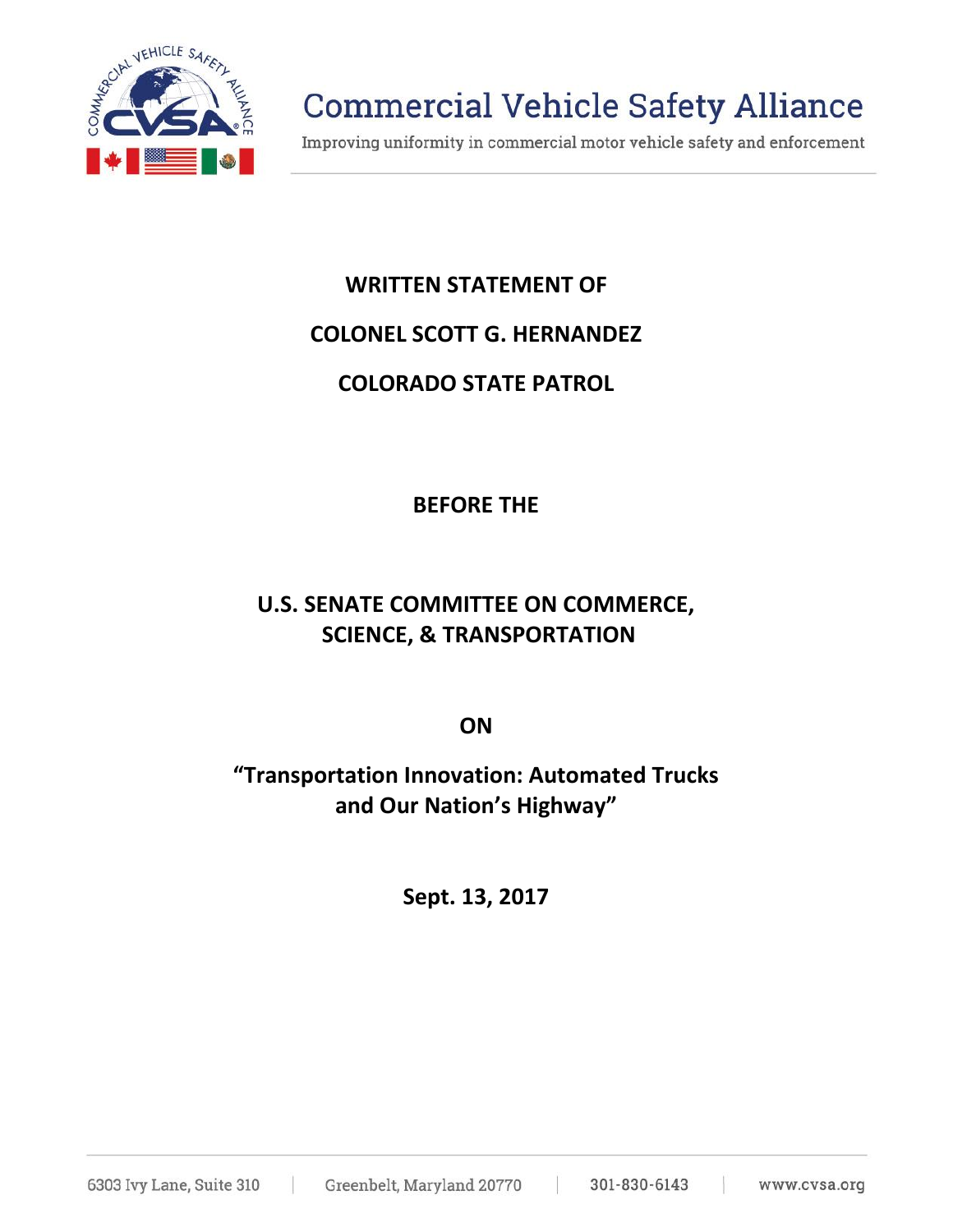# Commercial Vehicle Safety Alliance

Improving uniformity in commercial motor vehicle safety and enforcement

**WRITTEN STATEMENT OF**

**COLONEL SCOTT G. HERNANDEZ**

**COLORADO STATE PATROL**

**BEFORE THE**

**U.S. SENATE COMMITTEE ON COMMERCE, SCIENCE, & TRANSPORTATION**

**ON**

**"Transportation Innovation: Automated Trucks and Our Nation's Highway"**

**Sept. 13, 2017**

6303 Ivy Lane, Suite 310 | Greenbelt, Maryland 20770 | 301-830-6143 | www.cvsa.org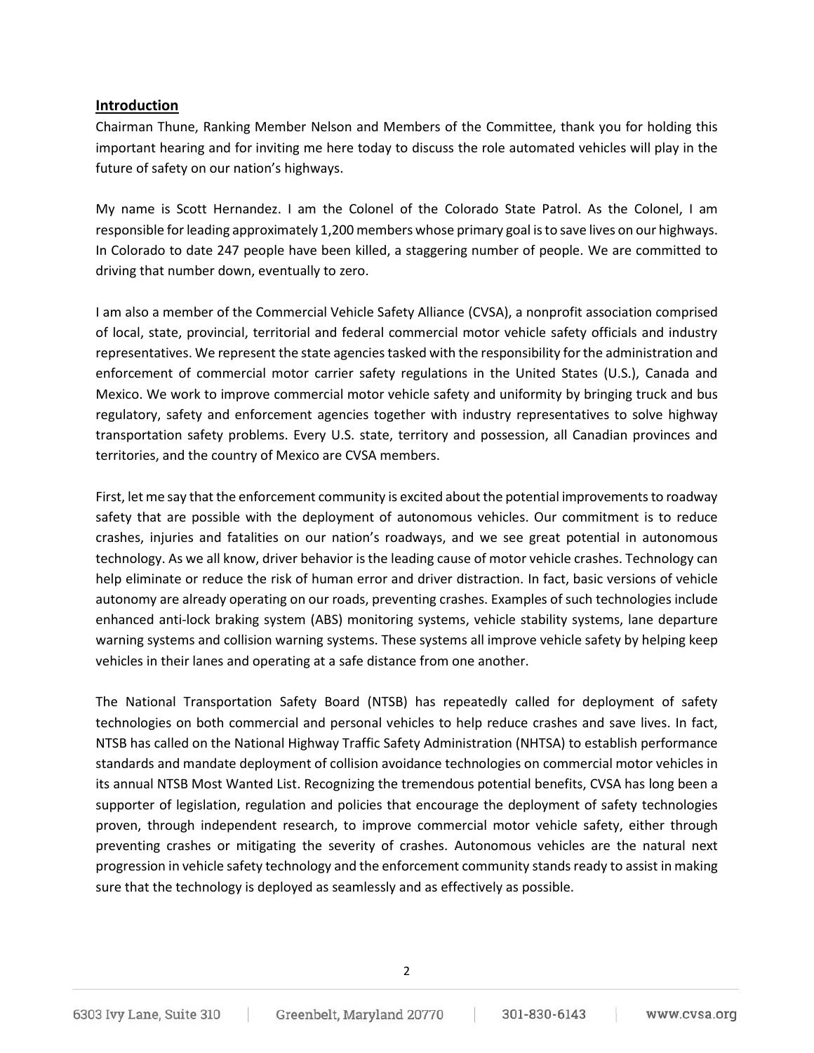## Introduction

Chairman Thune, Ranking Member Nelson and Members of the Committee, thank you for holding this important hearing and for inviting me here today to discuss the role automated vehicles will play in the future of safety on our nation's highways.

My name is Scott Hernandez. I am the Colonel of the Colorado State Patrol. As the Colonel, I am responsible for leading approximately 1,200 members whose primary goal is to save lives on our highways. In Colorado to date 247 people have been killed, a staggering number of people. We are committed to driving that number down, eventually to zero.

I am also a member of the Commercial Vehicle Safety Alliance (CVSA), a nonprofit association comprised of local, state, provincial, territorial and federal commercial motor vehicle safety officials and industry representatives. We represent the state agencies tasked with the responsibility for the administration and enforcement of commercial motor carrier safety regulations in the United States (U.S.), Canada and Mexico. We work to improve commercial motor vehicle safety and uniformity by bringing truck and bus regulatory, safety and enforcement agencies together with industry representatives to solve highway transportation safety problems. Every U.S. state, territory and possession, all Canadian provinces and territories, and the country of Mexico are CVSA members.

First, let me say that the enforcement community is excited about the potential improvements to roadway safety that are possible with the deployment of autonomous vehicles. Our commitment is to reduce crashes, injuries and fatalities on our nation's roadways, and we see great potential in autonomous technology. As we all know, driver behavior is the leading cause of motor vehicle crashes. Technology can help eliminate or reduce the risk of human error and driver distraction. In fact, basic versions of vehicle autonomy are already operating on our roads, preventing crashes. Examples of such technologies include enhanced anti-lock braking system (ABS) monitoring systems, vehicle stability systems, lane departure warning systems and collision warning systems. These systems all improve vehicle safety by helping keep vehicles in their lanes and operating at a safe distance from one another.

The National Transportation Safety Board (NTSB) has repeatedly called for deployment of safety technologies on both commercial and personal vehicles to help reduce crashes and save lives. In fact, NTSB has called on the National Highway Traffic Safety Administration (NHTSA) to establish performance standards and mandate deployment of collision avoidance technologies on commercial motor vehicles in its annual NTSB Most Wanted List. Recognizing the tremendous potential benefits, CVSA has long been a supporter of legislation, regulation and policies that encourage the deployment of safety technologies proven, through independent research, to improve commercial motor vehicle safety, either through preventing crashes or mitigating the severity of crashes. Autonomous vehicles are the natural next progression in vehicle safety technology and the enforcement community stands ready to assist in making sure that the technology is deployed as seamlessly and as effectively as possible.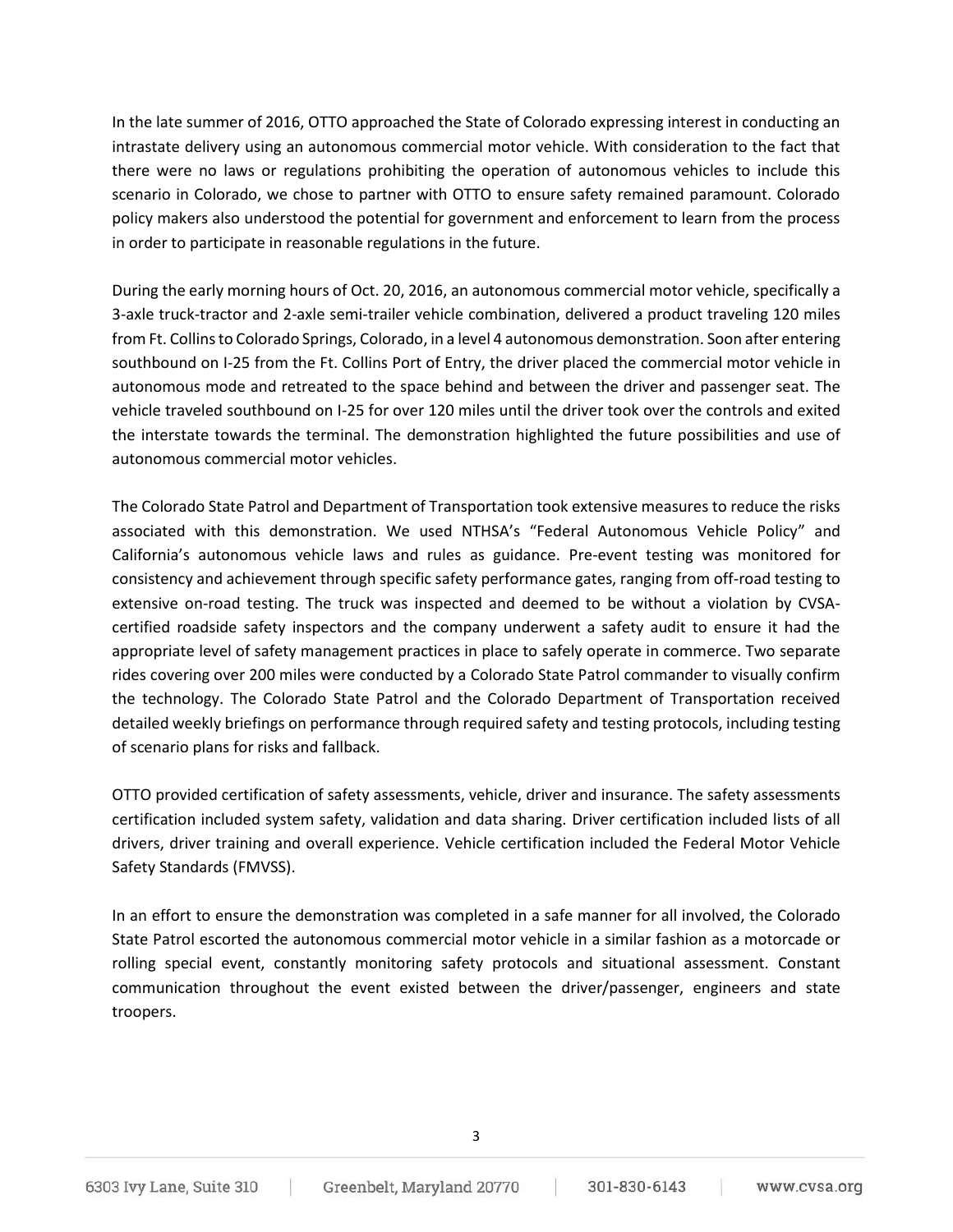In the late summer of 2016, OTTO approached the State of Colorado expressing interest in conducting an intrastate delivery using an autonomous commercial motor vehicle. With consideration to the fact that there were no laws or regulations prohibiting the operation of autonomous vehicles to include this scenario in Colorado, we chose to partner with OTTO to ensure safety remained paramount. Colorado policy makers also understood the potential for government and enforcement to learn from the process in order to participate in reasonable regulations in the future.

During the early morning hours of Oct. 20, 2016, an autonomous commercial motor vehicle, specifically a 3-axle truck-tractor and 2-axle semi-trailer vehicle combination, delivered a product traveling 120 miles from Ft. Collins to Colorado Springs, Colorado, in a level 4 autonomous demonstration. Soon after entering southbound on I-25 from the Ft. Collins Port of Entry, the driver placed the commercial motor vehicle in autonomous mode and retreated to the space behind and between the driver and passenger seat. The vehicle traveled southbound on I-25 for over 120 miles until the driver took over the controls and exited the interstate towards the terminal. The demonstration highlighted the future possibilities and use of autonomous commercial motor vehicles.

The Colorado State Patrol and Department of Transportation took extensive measures to reduce the risks associated with this demonstration. We used NTHSA's "Federal Autonomous Vehicle Policy" and California's autonomous vehicle laws and rules as guidance. Pre-event testing was monitored for consistency and achievement through specific safety performance gates, ranging from off-road testing to extensive on-road testing. The truck was inspected and deemed to be without a violation by CVSA-certified roadside safety inspectors and the company underwent a safety audit to ensure it had the appropriate level of safety management practices in place to safely operate in commerce. Two separate rides covering over 200 miles were conducted by a Colorado State Patrol commander to visually confirm the technology. The Colorado State Patrol and the Colorado Department of Transportation received detailed weekly briefings on performance through required safety and testing protocols, including testing of scenario plans for risks and fallback.

OTTO provided certification of safety assessments, vehicle, driver and insurance. The safety assessments certification included system safety, validation and data sharing. Driver certification included lists of all drivers, driver training and overall experience. Vehicle certification included the Federal Motor Vehicle Safety Standards (FMVSS).

In an effort to ensure the demonstration was completed in a safe manner for all involved, the Colorado State Patrol escorted the autonomous commercial motor vehicle in a similar fashion as a motorcade or rolling special event, constantly monitoring safety protocols and situational assessment. Constant communication throughout the event existed between the driver/passenger, engineers and state troopers.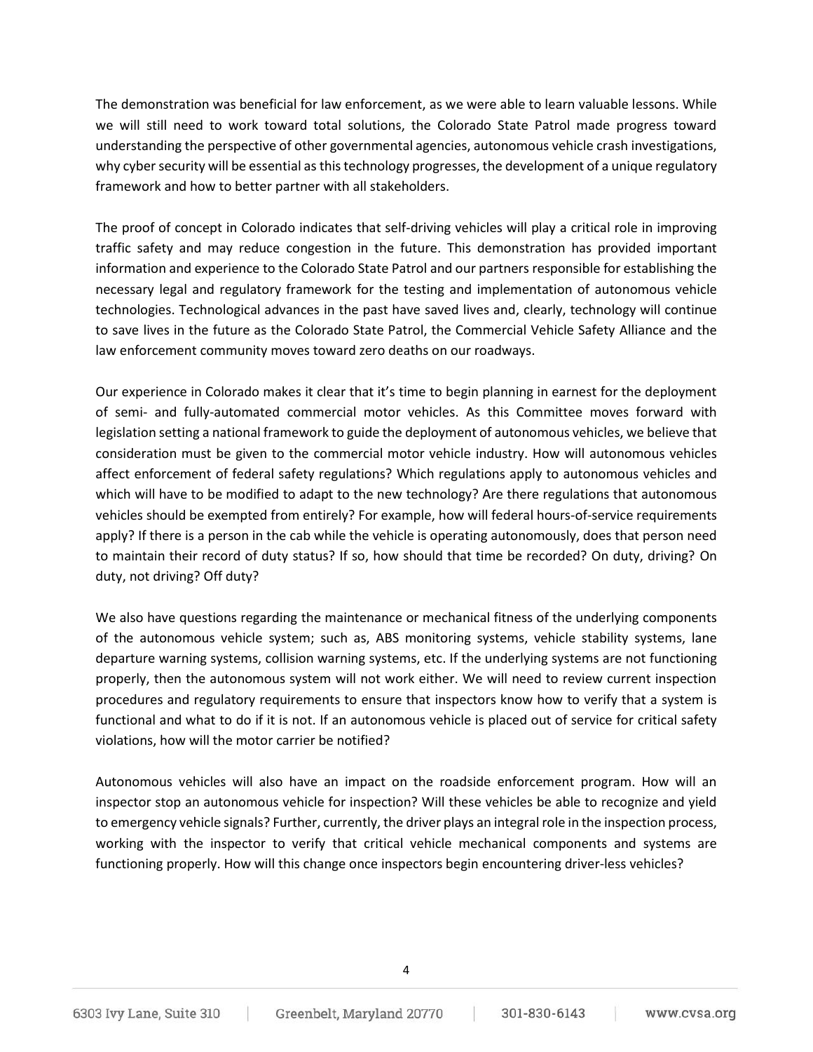The demonstration was beneficial for law enforcement, as we were able to learn valuable lessons. While we will still need to work toward total solutions, the Colorado State Patrol made progress toward understanding the perspective of other governmental agencies, autonomous vehicle crash investigations, why cyber security will be essential as this technology progresses, the development of a unique regulatory framework and how to better partner with all stakeholders.

The proof of concept in Colorado indicates that self-driving vehicles will play a critical role in improving traffic safety and may reduce congestion in the future. This demonstration has provided important information and experience to the Colorado State Patrol and our partners responsible for establishing the necessary legal and regulatory framework for the testing and implementation of autonomous vehicle technologies. Technological advances in the past have saved lives and, clearly, technology will continue to save lives in the future as the Colorado State Patrol, the Commercial Vehicle Safety Alliance and the law enforcement community moves toward zero deaths on our roadways.

Our experience in Colorado makes it clear that it's time to begin planning in earnest for the deployment of semi- and fully-automated commercial motor vehicles. As this Committee moves forward with legislation setting a national framework to guide the deployment of autonomous vehicles, we believe that consideration must be given to the commercial motor vehicle industry. How will autonomous vehicles affect enforcement of federal safety regulations? Which regulations apply to autonomous vehicles and which will have to be modified to adapt to the new technology? Are there regulations that autonomous vehicles should be exempted from entirely? For example, how will federal hours-of-service requirements apply? If there is a person in the cab while the vehicle is operating autonomously, does that person need to maintain their record of duty status? If so, how should that time be recorded? On duty, driving? On duty, not driving? Off duty?

We also have questions regarding the maintenance or mechanical fitness of the underlying components of the autonomous vehicle system; such as, ABS monitoring systems, vehicle stability systems, lane departure warning systems, collision warning systems, etc. If the underlying systems are not functioning properly, then the autonomous system will not work either. We will need to review current inspection procedures and regulatory requirements to ensure that inspectors know how to verify that a system is functional and what to do if it is not. If an autonomous vehicle is placed out of service for critical safety violations, how will the motor carrier be notified?

Autonomous vehicles will also have an impact on the roadside enforcement program. How will an inspector stop an autonomous vehicle for inspection? Will these vehicles be able to recognize and yield to emergency vehicle signals? Further, currently, the driver plays an integral role in the inspection process, working with the inspector to verify that critical vehicle mechanical components and systems are functioning properly. How will this change once inspectors begin encountering driver-less vehicles?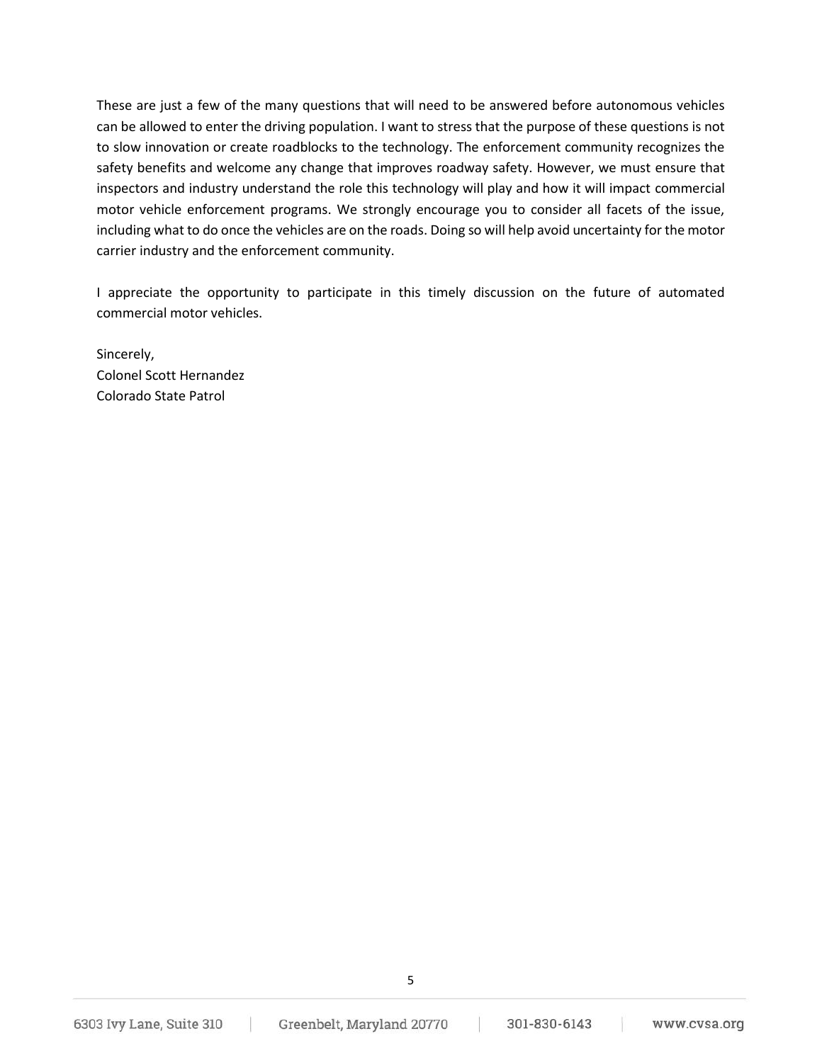These are just a few of the many questions that will need to be answered before autonomous vehicles can be allowed to enter the driving population. I want to stress that the purpose of these questions is not to slow innovation or create roadblocks to the technology. The enforcement community recognizes the safety benefits and welcome any change that improves roadway safety. However, we must ensure that inspectors and industry understand the role this technology will play and how it will impact commercial motor vehicle enforcement programs. We strongly encourage you to consider all facets of the issue, including what to do once the vehicles are on the roads. Doing so will help avoid uncertainty for the motor carrier industry and the enforcement community.

I appreciate the opportunity to participate in this timely discussion on the future of automated commercial motor vehicles.

Sincerely,
Colonel Scott Hernandez
Colorado State Patrol